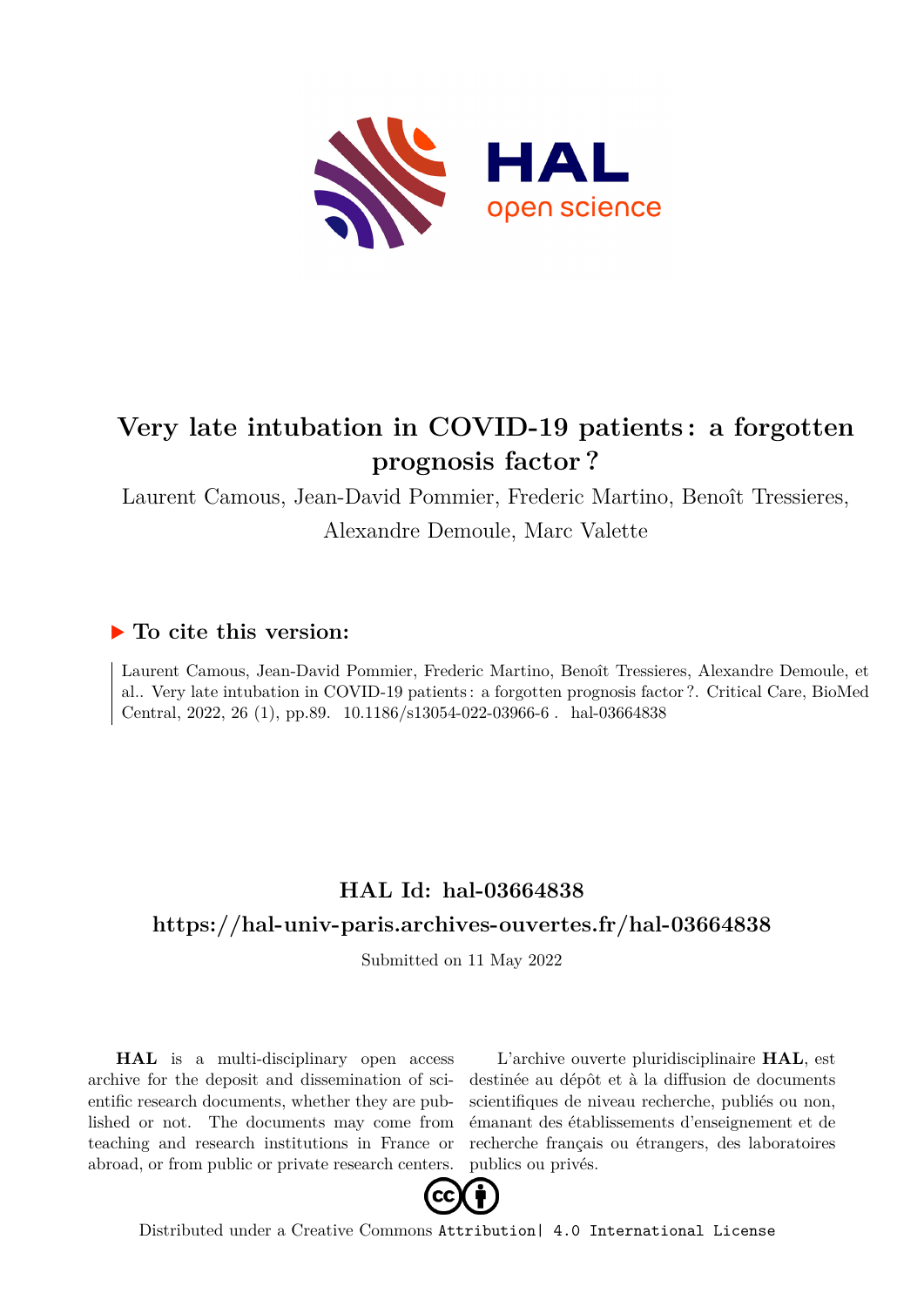HAL open science

# Very late intubation in COVID-19 patients: a forgotten prognosis factor?

Laurent Camous, Jean-David Pommier, Frederic Martino, Benoît Tressieres, Alexandre Demoule, Marc Valette

## ▶ To cite this version:

Laurent Camous, Jean-David Pommier, Frederic Martino, Benoît Tressieres, Alexandre Demoule, et al.. Very late intubation in COVID-19 patients: a forgotten prognosis factor?. Critical Care, BioMed Central, 2022, 26 (1), pp.89. 10.1186/s13054-022-03966-6 . hal-03664838

## HAL Id: hal-03664838

## https://hal-univ-paris.archives-ouvertes.fr/hal-03664838

Submitted on 11 May 2022

**HAL** is a multi-disciplinary open access archive for the deposit and dissemination of scientific research documents, whether they are published or not. The documents may come from teaching and research institutions in France or abroad, or from public or private research centers.

L'archive ouverte pluridisciplinaire **HAL**, est destinée au dépôt et à la diffusion de documents scientifiques de niveau recherche, publiés ou non, émanant des établissements d'enseignement et de recherche français ou étrangers, des laboratoires publics ou privés.

Distributed under a Creative Commons Attribution| 4.0 International License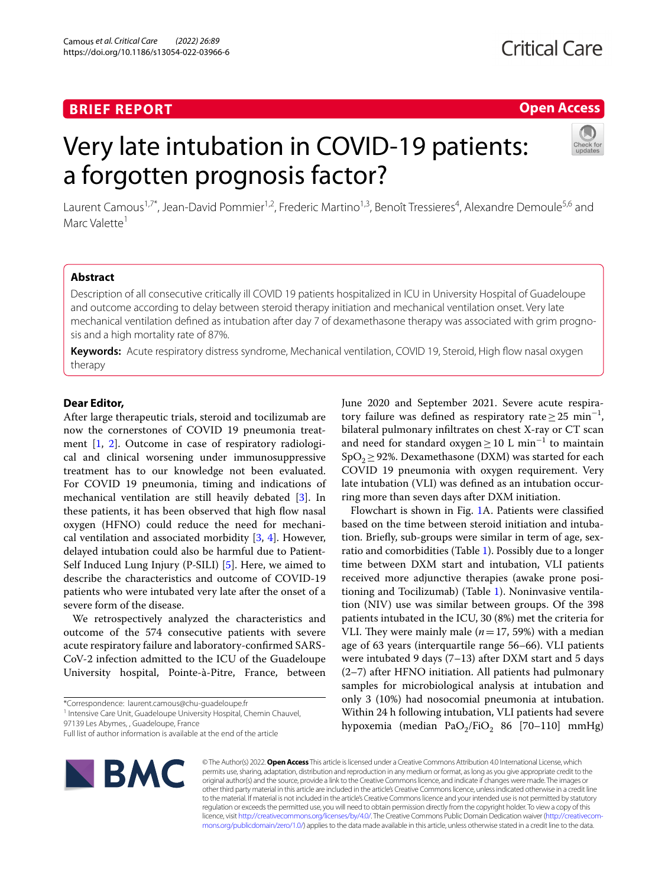# Very late intubation in COVID-19 patients: a forgotten prognosis factor?

Laurent Camous[1,7*], Jean-David Pommier[1,2], Frederic Martino[1,3], Benoît Tressieres[4], Alexandre Demoule[5,6] and Marc Valette[1]

## Abstract

Description of all consecutive critically ill COVID 19 patients hospitalized in ICU in University Hospital of Guadeloupe and outcome according to delay between steroid therapy initiation and mechanical ventilation onset. Very late mechanical ventilation defined as intubation after day 7 of dexamethasone therapy was associated with grim prognosis and a high mortality rate of 87%.

**Keywords:** Acute respiratory distress syndrome, Mechanical ventilation, COVID 19, Steroid, High flow nasal oxygen therapy

**Dear Editor,**

After large therapeutic trials, steroid and tocilizumab are now the cornerstones of COVID 19 pneumonia treatment [1, 2]. Outcome in case of respiratory radiological and clinical worsening under immunosuppressive treatment has to our knowledge not been evaluated. For COVID 19 pneumonia, timing and indications of mechanical ventilation are still heavily debated [3]. In these patients, it has been observed that high flow nasal oxygen (HFNO) could reduce the need for mechanical ventilation and associated morbidity [3, 4]. However, delayed intubation could also be harmful due to Patient-Self Induced Lung Injury (P-SILI) [5]. Here, we aimed to describe the characteristics and outcome of COVID-19 patients who were intubated very late after the onset of a severe form of the disease.

We retrospectively analyzed the characteristics and outcome of the 574 consecutive patients with severe acute respiratory failure and laboratory-confirmed SARS-CoV-2 infection admitted to the ICU of the Guadeloupe University hospital, Pointe-à-Pitre, France, between June 2020 and September 2021. Severe acute respiratory failure was defined as respiratory rate $\geq 25$ $min^{-1}$, bilateral pulmonary infiltrates on chest X-ray or CT scan and need for standard oxygen $\geq 10$ L $min^{-1}$ to maintain $SpO_2 \geq 92\%$. Dexamethasone (DXM) was started for each COVID 19 pneumonia with oxygen requirement. Very late intubation (VLI) was defined as an intubation occurring more than seven days after DXM initiation.

Flowchart is shown in Fig. 1A. Patients were classified based on the time between steroid initiation and intubation. Briefly, sub-groups were similar in term of age, sex-ratio and comorbidities (Table 1). Possibly due to a longer time between DXM start and intubation, VLI patients received more adjunctive therapies (awake prone positioning and Tocilizumab) (Table 1). Noninvasive ventilation (NIV) use was similar between groups. Of the 398 patients intubated in the ICU, 30 (8%) met the criteria for VLI. They were mainly male ($n=17$, 59%) with a median age of 63 years (interquartile range 56–66). VLI patients were intubated 9 days (7–13) after DXM start and 5 days (2–7) after HFNO initiation. All patients had pulmonary samples for microbiological analysis at intubation and only 3 (10%) had nosocomial pneumonia at intubation. Within 24 h following intubation, VLI patients had severe hypoxemia (median $PaO_2/FiO_2$ 86 [70–110] mmHg)

*Correspondence: laurent.camous@chu-guadeloupe.fr
[1] Intensive Care Unit, Guadeloupe University Hospital, Chemin Chauvel, 97139 Les Abymes, , Guadeloupe, France
Full list of author information is available at the end of the article

© The Author(s) 2022. **Open Access** This article is licensed under a Creative Commons Attribution 4.0 International License, which permits use, sharing, adaptation, distribution and reproduction in any medium or format, as long as you give appropriate credit to the original author(s) and the source, provide a link to the Creative Commons licence, and indicate if changes were made. The images or other third party material in this article are included in the article's Creative Commons licence, unless indicated otherwise in a credit line to the material. If material is not included in the article's Creative Commons licence and your intended use is not permitted by statutory regulation or exceeds the permitted use, you will need to obtain permission directly from the copyright holder. To view a copy of this licence, visit http://creativecommons.org/licenses/by/4.0/. The Creative Commons Public Domain Dedication waiver (http://creativecommons.org/publicdomain/zero/1.0/) applies to the data made available in this article, unless otherwise stated in a credit line to the data.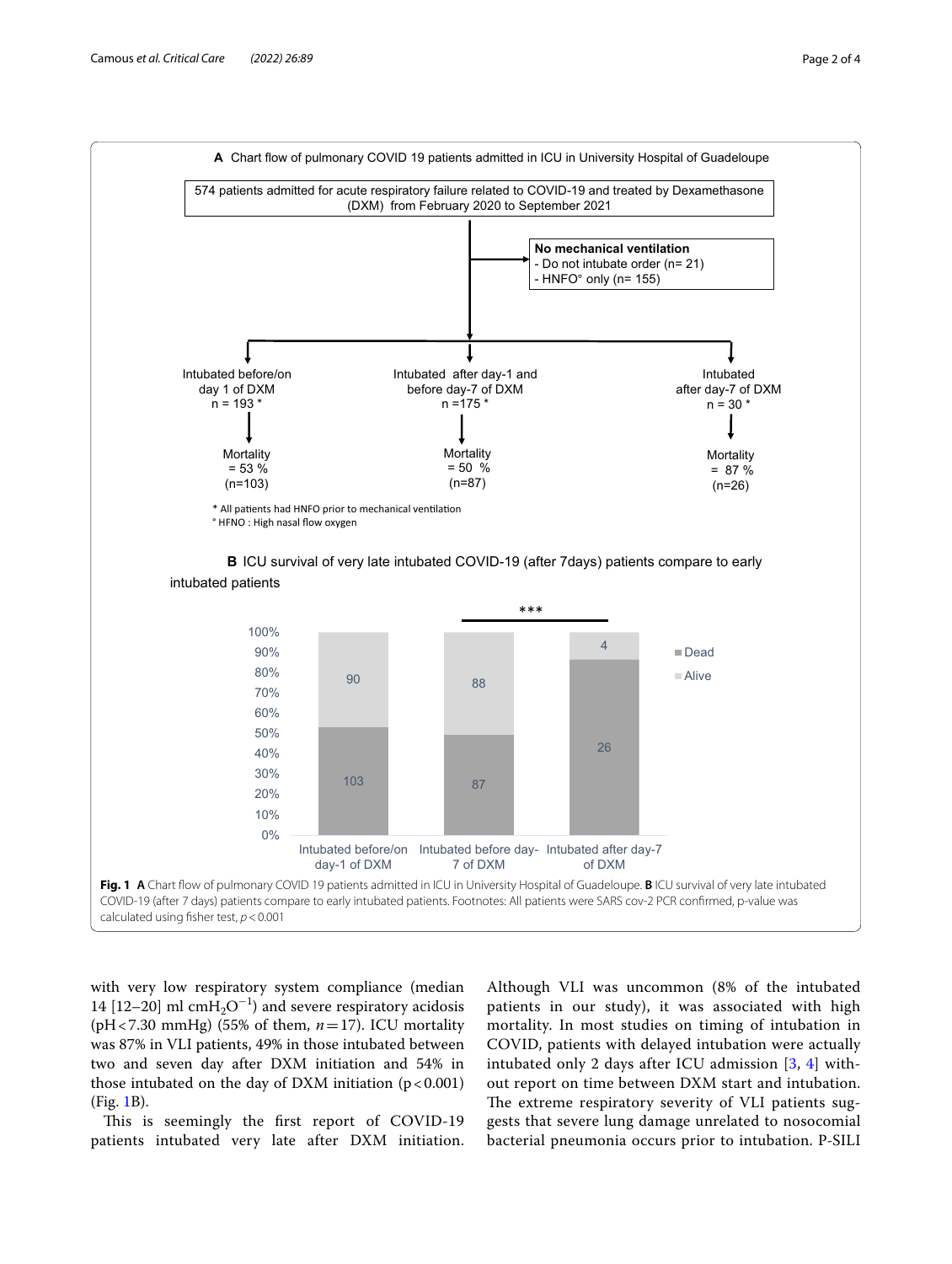**A** Chart flow of pulmonary COVID 19 patients admitted in ICU in University Hospital of Guadeloupe

574 patients admitted for acute respiratory failure related to COVID-19 and treated by Dexamethasone (DXM) from February 2020 to September 2021

**No mechanical ventilation**
- Do not intubate order (n= 21)
- HNFO° only (n= 155)

| Intubated before/on day 1 of DXM | Intubated after day-1 and before day-7 of DXM | Intubated after day-7 of DXM |
|---|---|---|
| n = 193 * | n = 175 * | n = 30 * |
| Mortality = 53 % (n=103) | Mortality = 50 % (n=87) | Mortality = 87 % (n=26) |

\* All patients had HNFO prior to mechanical ventilation
° HFNO : High nasal flow oxygen

**B** ICU survival of very late intubated COVID-19 (after 7days) patients compare to early intubated patients

| | Intubated before/on day-1 of DXM | Intubated before day-7 of DXM | Intubated after day-7 of DXM |
|---|---|---|---|
| Dead | 103 | 87 | 26 |
| Alive | 90 | 88 | 4 |

*** 

**Fig. 1** **A** Chart flow of pulmonary COVID 19 patients admitted in ICU in University Hospital of Guadeloupe. **B** ICU survival of very late intubated COVID-19 (after 7 days) patients compare to early intubated patients. Footnotes: All patients were SARS cov-2 PCR confirmed, p-value was calculated using fisher test, $p < 0.001$

with very low respiratory system compliance (median 14 [12–20] ml $cmH_2O^{-1}$) and severe respiratory acidosis (pH < 7.30 mmHg) (55% of them, $n = 17$). ICU mortality was 87% in VLI patients, 49% in those intubated between two and seven day after DXM initiation and 54% in those intubated on the day of DXM initiation ($p < 0.001$) (Fig. 1B).

This is seemingly the first report of COVID-19 patients intubated very late after DXM initiation. Although VLI was uncommon (8% of the intubated patients in our study), it was associated with high mortality. In most studies on timing of intubation in COVID, patients with delayed intubation were actually intubated only 2 days after ICU admission [3, 4] without report on time between DXM start and intubation. The extreme respiratory severity of VLI patients suggests that severe lung damage unrelated to nosocomial bacterial pneumonia occurs prior to intubation. P-SILI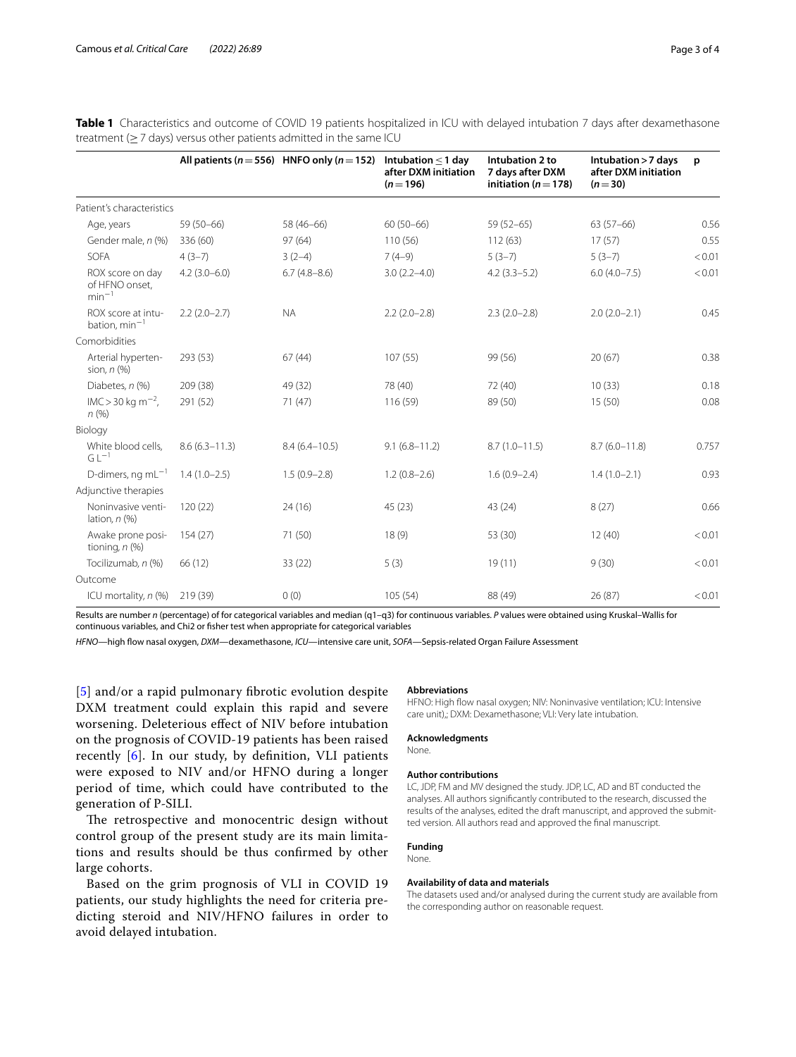**Table 1** Characteristics and outcome of COVID 19 patients hospitalized in ICU with delayed intubation 7 days after dexamethasone treatment (≥ 7 days) versus other patients admitted in the same ICU

| | All patients ($n = 556$) | HNFO only ($n = 152$) | Intubation ≤ 1 day after DXM initiation ($n = 196$) | Intubation 2 to 7 days after DXM initiation ($n = 178$) | Intubation > 7 days after DXM initiation ($n = 30$) | p |
|---|---|---|---|---|---|---|
| Patient's characteristics | | | | | | |
| Age, years | 59 (50–66) | 58 (46–66) | 60 (50–66) | 59 (52–65) | 63 (57–66) | 0.56 |
| Gender male, *n* (%) | 336 (60) | 97 (64) | 110 (56) | 112 (63) | 17 (57) | 0.55 |
| SOFA | 4 (3–7) | 3 (2–4) | 7 (4–9) | 5 (3–7) | 5 (3–7) | < 0.01 |
| ROX score on day of HFNO onset, $min^{-1}$ | 4.2 (3.0–6.0) | 6.7 (4.8–8.6) | 3.0 (2.2–4.0) | 4.2 (3.3–5.2) | 6.0 (4.0–7.5) | < 0.01 |
| ROX score at intubation, $min^{-1}$ | 2.2 (2.0–2.7) | NA | 2.2 (2.0–2.8) | 2.3 (2.0–2.8) | 2.0 (2.0–2.1) | 0.45 |
| Comorbidities | | | | | | |
| Arterial hypertension, *n* (%) | 293 (53) | 67 (44) | 107 (55) | 99 (56) | 20 (67) | 0.38 |
| Diabetes, *n* (%) | 209 (38) | 49 (32) | 78 (40) | 72 (40) | 10 (33) | 0.18 |
| IMC > 30 kg $m^{-2}$, *n* (%) | 291 (52) | 71 (47) | 116 (59) | 89 (50) | 15 (50) | 0.08 |
| Biology | | | | | | |
| White blood cells, $G\,L^{-1}$ | 8.6 (6.3–11.3) | 8.4 (6.4–10.5) | 9.1 (6.8–11.2) | 8.7 (1.0–11.5) | 8.7 (6.0–11.8) | 0.757 |
| D-dimers, ng $mL^{-1}$ | 1.4 (1.0–2.5) | 1.5 (0.9–2.8) | 1.2 (0.8–2.6) | 1.6 (0.9–2.4) | 1.4 (1.0–2.1) | 0.93 |
| Adjunctive therapies | | | | | | |
| Noninvasive ventilation, *n* (%) | 120 (22) | 24 (16) | 45 (23) | 43 (24) | 8 (27) | 0.66 |
| Awake prone positioning, *n* (%) | 154 (27) | 71 (50) | 18 (9) | 53 (30) | 12 (40) | < 0.01 |
| Tocilizumab, *n* (%) | 66 (12) | 33 (22) | 5 (3) | 19 (11) | 9 (30) | < 0.01 |
| Outcome | | | | | | |
| ICU mortality, *n* (%) | 219 (39) | 0 (0) | 105 (54) | 88 (49) | 26 (87) | < 0.01 |

Results are number *n* (percentage) of for categorical variables and median (q1–q3) for continuous variables. *P* values were obtained using Kruskal–Wallis for continuous variables, and Chi2 or fisher test when appropriate for categorical variables

*HFNO*—high flow nasal oxygen, *DXM*—dexamethasone, *ICU*—intensive care unit, *SOFA*—Sepsis-related Organ Failure Assessment

[5] and/or a rapid pulmonary fibrotic evolution despite DXM treatment could explain this rapid and severe worsening. Deleterious effect of NIV before intubation on the prognosis of COVID-19 patients has been raised recently [6]. In our study, by definition, VLI patients were exposed to NIV and/or HFNO during a longer period of time, which could have contributed to the generation of P-SILI.

The retrospective and monocentric design without control group of the present study are its main limitations and results should be thus confirmed by other large cohorts.

Based on the grim prognosis of VLI in COVID 19 patients, our study highlights the need for criteria predicting steroid and NIV/HFNO failures in order to avoid delayed intubation.

### Abbreviations

HFNO: High flow nasal oxygen; NIV: Noninvasive ventilation; ICU: Intensive care unit),; DXM: Dexamethasone; VLI: Very late intubation.

### Acknowledgments

None.

### Author contributions

LC, JDP, FM and MV designed the study. JDP, LC, AD and BT conducted the analyses. All authors significantly contributed to the research, discussed the results of the analyses, edited the draft manuscript, and approved the submitted version. All authors read and approved the final manuscript.

### Funding

None.

### Availability of data and materials

The datasets used and/or analysed during the current study are available from the corresponding author on reasonable request.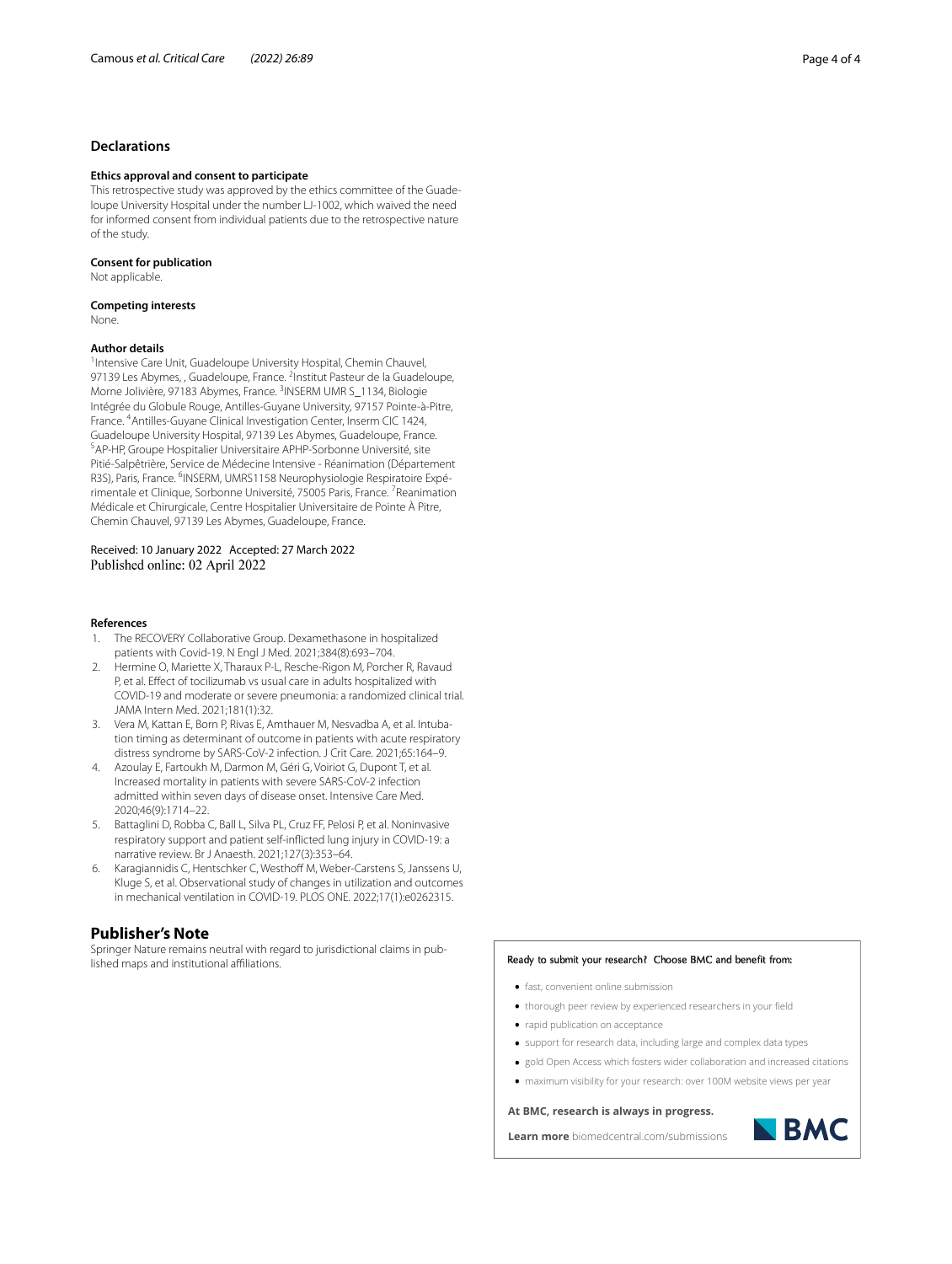## Declarations

### Ethics approval and consent to participate

This retrospective study was approved by the ethics committee of the Guadeloupe University Hospital under the number LJ-1002, which waived the need for informed consent from individual patients due to the retrospective nature of the study.

### Consent for publication

Not applicable.

### Competing interests

None.

### Author details

[1]Intensive Care Unit, Guadeloupe University Hospital, Chemin Chauvel, 97139 Les Abymes, , Guadeloupe, France. [2]Institut Pasteur de la Guadeloupe, Morne Jolivière, 97183 Abymes, France. [3]INSERM UMR S_1134, Biologie Intégrée du Globule Rouge, Antilles-Guyane University, 97157 Pointe-à-Pitre, France. [4]Antilles-Guyane Clinical Investigation Center, Inserm CIC 1424, Guadeloupe University Hospital, 97139 Les Abymes, Guadeloupe, France. [5]AP-HP, Groupe Hospitalier Universitaire APHP-Sorbonne Université, site Pitié-Salpêtrière, Service de Médecine Intensive - Réanimation (Département R3S), Paris, France. [6]INSERM, UMRS1158 Neurophysiologie Respiratoire Expérimentale et Clinique, Sorbonne Université, 75005 Paris, France. [7]Reanimation Médicale et Chirurgicale, Centre Hospitalier Universitaire de Pointe À Pitre, Chemin Chauvel, 97139 Les Abymes, Guadeloupe, France.

Received: 10 January 2022 Accepted: 27 March 2022
Published online: 02 April 2022

### References

1. The RECOVERY Collaborative Group. Dexamethasone in hospitalized patients with Covid-19. N Engl J Med. 2021;384(8):693–704.
2. Hermine O, Mariette X, Tharaux P-L, Resche-Rigon M, Porcher R, Ravaud P, et al. Effect of tocilizumab vs usual care in adults hospitalized with COVID-19 and moderate or severe pneumonia: a randomized clinical trial. JAMA Intern Med. 2021;181(1):32.
3. Vera M, Kattan E, Born P, Rivas E, Amthauer M, Nesvadba A, et al. Intubation timing as determinant of outcome in patients with acute respiratory distress syndrome by SARS-CoV-2 infection. J Crit Care. 2021;65:164–9.
4. Azoulay E, Fartoukh M, Darmon M, Géri G, Voiriot G, Dupont T, et al. Increased mortality in patients with severe SARS-CoV-2 infection admitted within seven days of disease onset. Intensive Care Med. 2020;46(9):1714–22.
5. Battaglini D, Robba C, Ball L, Silva PL, Cruz FF, Pelosi P, et al. Noninvasive respiratory support and patient self-inflicted lung injury in COVID-19: a narrative review. Br J Anaesth. 2021;127(3):353–64.
6. Karagiannidis C, Hentschker C, Westhoff M, Weber-Carstens S, Janssens U, Kluge S, et al. Observational study of changes in utilization and outcomes in mechanical ventilation in COVID-19. PLOS ONE. 2022;17(1):e0262315.

## Publisher's Note

Springer Nature remains neutral with regard to jurisdictional claims in published maps and institutional affiliations.

Ready to submit your research? Choose BMC and benefit from:

- fast, convenient online submission
- thorough peer review by experienced researchers in your field
- rapid publication on acceptance
- support for research data, including large and complex data types
- gold Open Access which fosters wider collaboration and increased citations
- maximum visibility for your research: over 100M website views per year

**At BMC, research is always in progress.**

**Learn more** biomedcentral.com/submissions

BMC